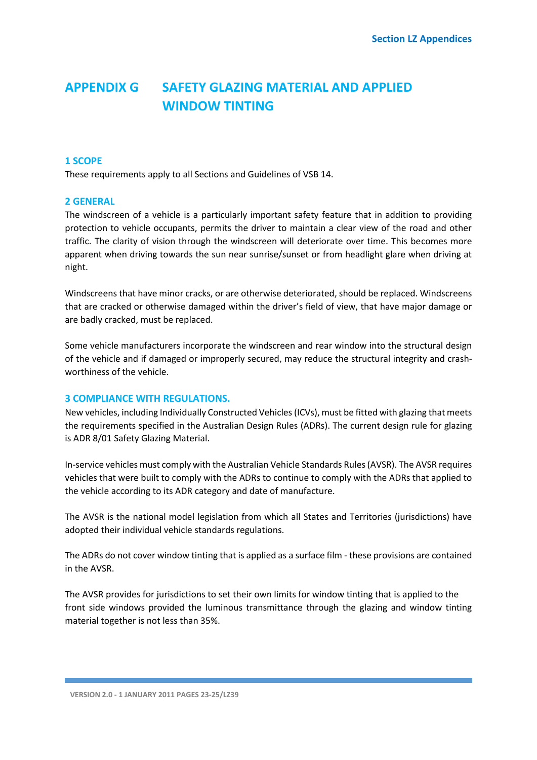# APPENDIX G SAFETY GLAZING MATERIAL AND APPLIED WINDOW TINTING

## 1 SCOPE

These requirements apply to all Sections and Guidelines of VSB 14.

## 2 GENERAL

The windscreen of a vehicle is a particularly important safety feature that in addition to providing protection to vehicle occupants, permits the driver to maintain a clear view of the road and other traffic. The clarity of vision through the windscreen will deteriorate over time. This becomes more apparent when driving towards the sun near sunrise/sunset or from headlight glare when driving at night.

Windscreens that have minor cracks, or are otherwise deteriorated, should be replaced. Windscreens that are cracked or otherwise damaged within the driver's field of view, that have major damage or are badly cracked, must be replaced.

Some vehicle manufacturers incorporate the windscreen and rear window into the structural design of the vehicle and if damaged or improperly secured, may reduce the structural integrity and crash-worthiness of the vehicle.

## 3 COMPLIANCE WITH REGULATIONS.

New vehicles, including Individually Constructed Vehicles (ICVs), must be fitted with glazing that meets the requirements specified in the Australian Design Rules (ADRs). The current design rule for glazing is ADR 8/01 Safety Glazing Material.

In-service vehicles must comply with the Australian Vehicle Standards Rules (AVSR). The AVSR requires vehicles that were built to comply with the ADRs to continue to comply with the ADRs that applied to the vehicle according to its ADR category and date of manufacture.

The AVSR is the national model legislation from which all States and Territories (jurisdictions) have adopted their individual vehicle standards regulations.

The ADRs do not cover window tinting that is applied as a surface film - these provisions are contained in the AVSR.

The AVSR provides for jurisdictions to set their own limits for window tinting that is applied to the front side windows provided the luminous transmittance through the glazing and window tinting material together is not less than 35%.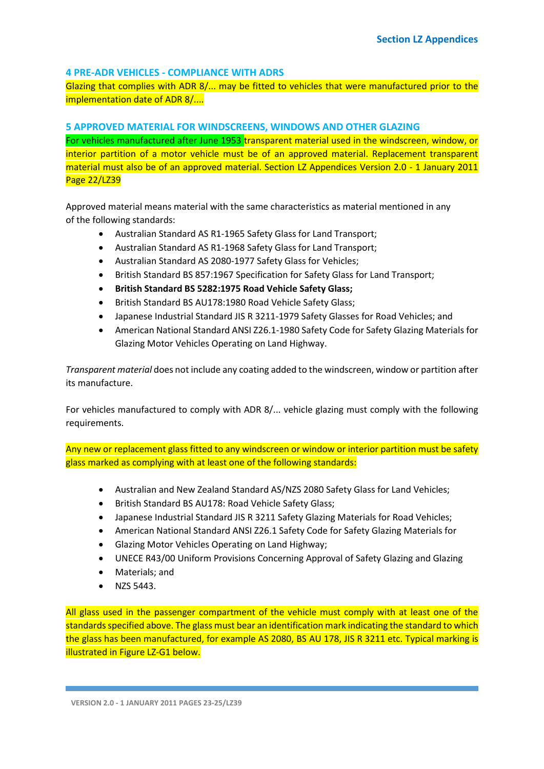## 4 PRE-ADR VEHICLES - COMPLIANCE WITH ADRS

Glazing that complies with ADR 8/... may be fitted to vehicles that were manufactured prior to the implementation date of ADR 8/....

## 5 APPROVED MATERIAL FOR WINDSCREENS, WINDOWS AND OTHER GLAZING

For vehicles manufactured after June 1953 transparent material used in the windscreen, window, or interior partition of a motor vehicle must be of an approved material. Replacement transparent material must also be of an approved material. Section LZ Appendices Version 2.0 - 1 January 2011 Page 22/LZ39

Approved material means material with the same characteristics as material mentioned in any of the following standards:

- Australian Standard AS R1-1965 Safety Glass for Land Transport;
- Australian Standard AS R1-1968 Safety Glass for Land Transport;
- Australian Standard AS 2080-1977 Safety Glass for Vehicles;
- British Standard BS 857:1967 Specification for Safety Glass for Land Transport;
- **British Standard BS 5282:1975 Road Vehicle Safety Glass;**
- British Standard BS AU178:1980 Road Vehicle Safety Glass;
- Japanese Industrial Standard JIS R 3211-1979 Safety Glasses for Road Vehicles; and
- American National Standard ANSI Z26.1-1980 Safety Code for Safety Glazing Materials for Glazing Motor Vehicles Operating on Land Highway.

*Transparent material* does not include any coating added to the windscreen, window or partition after its manufacture.

For vehicles manufactured to comply with ADR 8/... vehicle glazing must comply with the following requirements.

Any new or replacement glass fitted to any windscreen or window or interior partition must be safety glass marked as complying with at least one of the following standards:

- Australian and New Zealand Standard AS/NZS 2080 Safety Glass for Land Vehicles;
- British Standard BS AU178: Road Vehicle Safety Glass;
- Japanese Industrial Standard JIS R 3211 Safety Glazing Materials for Road Vehicles;
- American National Standard ANSI Z26.1 Safety Code for Safety Glazing Materials for
- Glazing Motor Vehicles Operating on Land Highway;
- UNECE R43/00 Uniform Provisions Concerning Approval of Safety Glazing and Glazing
- Materials; and
- NZS 5443.

All glass used in the passenger compartment of the vehicle must comply with at least one of the standards specified above. The glass must bear an identification mark indicating the standard to which the glass has been manufactured, for example AS 2080, BS AU 178, JIS R 3211 etc. Typical marking is illustrated in Figure LZ-G1 below.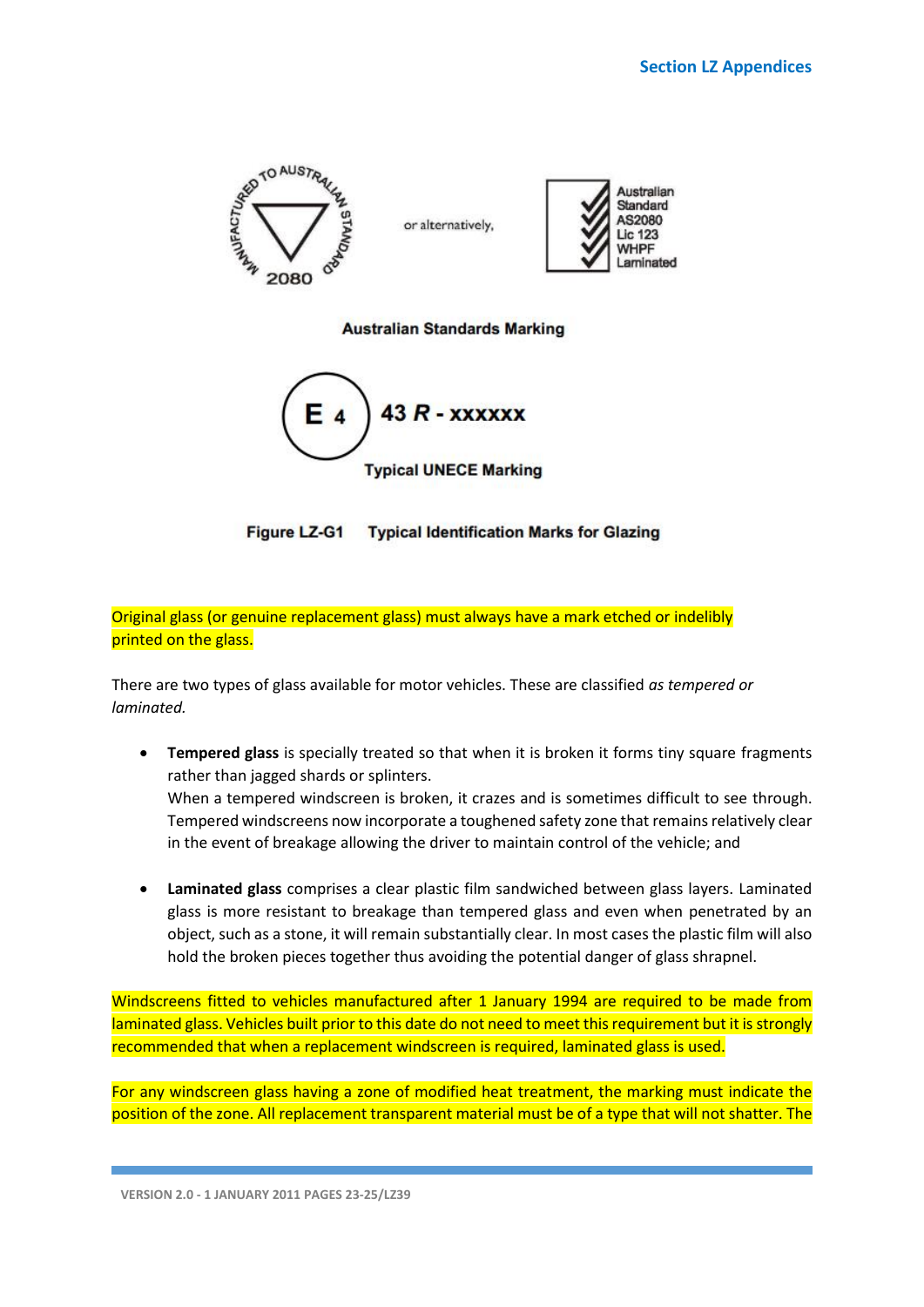MANUFACTURED TO AUSTRALIAN STANDARD 2080

or alternatively,

Australian Standard AS2080 Lic 123 WHPF Laminated

**Australian Standards Marking**

E 4 43 *R* - xxxxxx

**Typical UNECE Marking**

**Figure LZ-G1 Typical Identification Marks for Glazing**

Original glass (or genuine replacement glass) must always have a mark etched or indelibly printed on the glass.

There are two types of glass available for motor vehicles. These are classified *as tempered or laminated.*

- **Tempered glass** is specially treated so that when it is broken it forms tiny square fragments rather than jagged shards or splinters.
  When a tempered windscreen is broken, it crazes and is sometimes difficult to see through. Tempered windscreens now incorporate a toughened safety zone that remains relatively clear in the event of breakage allowing the driver to maintain control of the vehicle; and

- **Laminated glass** comprises a clear plastic film sandwiched between glass layers. Laminated glass is more resistant to breakage than tempered glass and even when penetrated by an object, such as a stone, it will remain substantially clear. In most cases the plastic film will also hold the broken pieces together thus avoiding the potential danger of glass shrapnel.

Windscreens fitted to vehicles manufactured after 1 January 1994 are required to be made from laminated glass. Vehicles built prior to this date do not need to meet this requirement but it is strongly recommended that when a replacement windscreen is required, laminated glass is used.

For any windscreen glass having a zone of modified heat treatment, the marking must indicate the position of the zone. All replacement transparent material must be of a type that will not shatter. The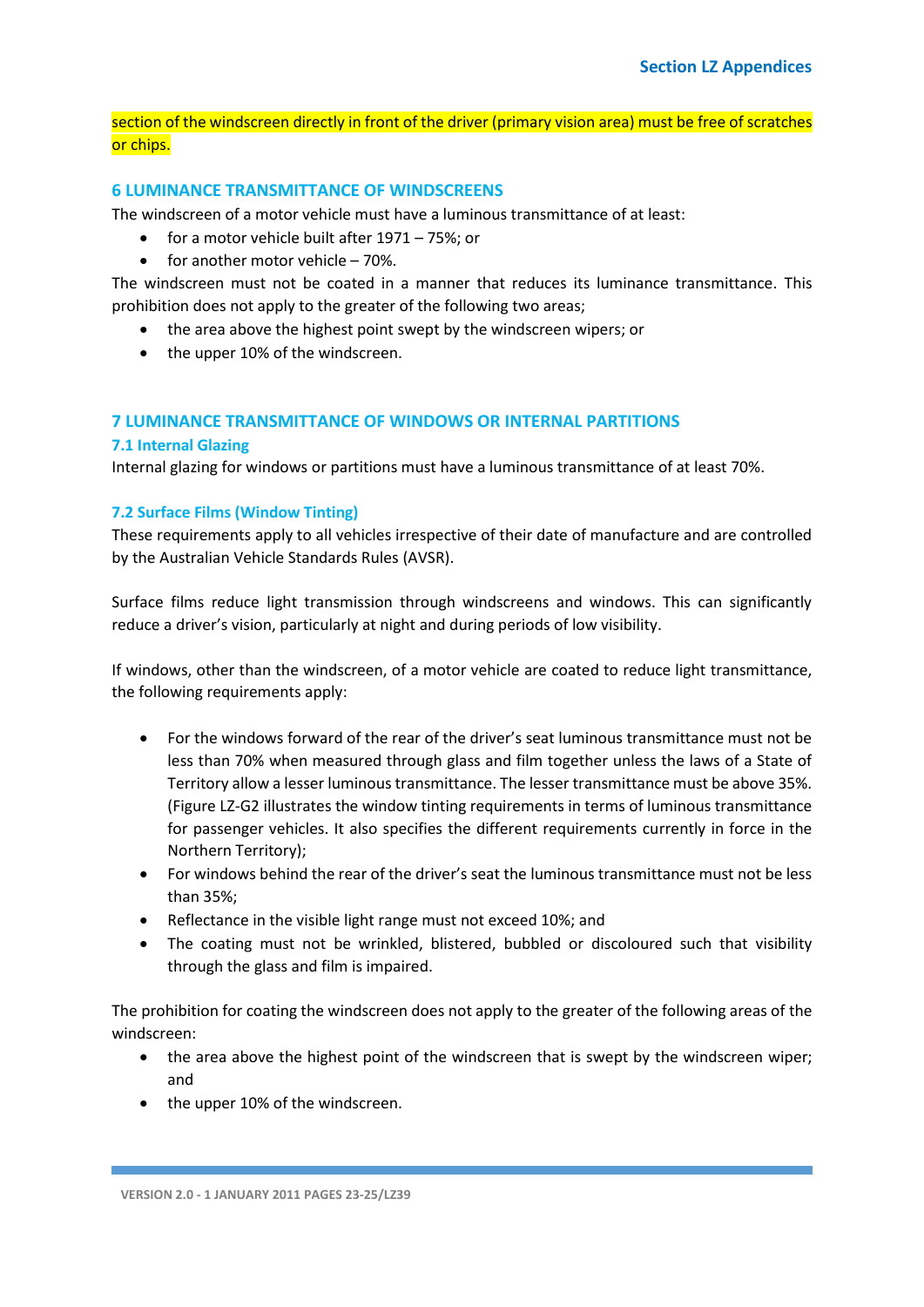section of the windscreen directly in front of the driver (primary vision area) must be free of scratches or chips.

## 6 LUMINANCE TRANSMITTANCE OF WINDSCREENS

The windscreen of a motor vehicle must have a luminous transmittance of at least:

- for a motor vehicle built after 1971 – 75%; or
- for another motor vehicle – 70%.

The windscreen must not be coated in a manner that reduces its luminance transmittance. This prohibition does not apply to the greater of the following two areas;

- the area above the highest point swept by the windscreen wipers; or
- the upper 10% of the windscreen.

## 7 LUMINANCE TRANSMITTANCE OF WINDOWS OR INTERNAL PARTITIONS

### 7.1 Internal Glazing

Internal glazing for windows or partitions must have a luminous transmittance of at least 70%.

### 7.2 Surface Films (Window Tinting)

These requirements apply to all vehicles irrespective of their date of manufacture and are controlled by the Australian Vehicle Standards Rules (AVSR).

Surface films reduce light transmission through windscreens and windows. This can significantly reduce a driver's vision, particularly at night and during periods of low visibility.

If windows, other than the windscreen, of a motor vehicle are coated to reduce light transmittance, the following requirements apply:

- For the windows forward of the rear of the driver's seat luminous transmittance must not be less than 70% when measured through glass and film together unless the laws of a State of Territory allow a lesser luminous transmittance. The lesser transmittance must be above 35%. (Figure LZ-G2 illustrates the window tinting requirements in terms of luminous transmittance for passenger vehicles. It also specifies the different requirements currently in force in the Northern Territory);
- For windows behind the rear of the driver's seat the luminous transmittance must not be less than 35%;
- Reflectance in the visible light range must not exceed 10%; and
- The coating must not be wrinkled, blistered, bubbled or discoloured such that visibility through the glass and film is impaired.

The prohibition for coating the windscreen does not apply to the greater of the following areas of the windscreen:

- the area above the highest point of the windscreen that is swept by the windscreen wiper; and
- the upper 10% of the windscreen.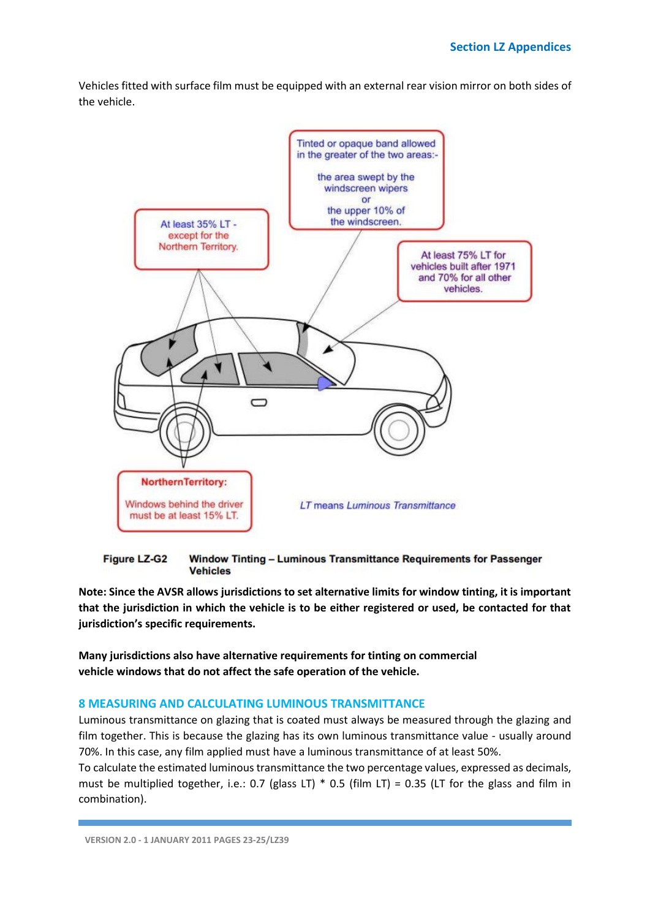Vehicles fitted with surface film must be equipped with an external rear vision mirror on both sides of the vehicle.

Tinted or opaque band allowed in the greater of the two areas:- the area swept by the windscreen wipers or the upper 10% of the windscreen.

At least 35% LT - except for the Northern Territory.

At least 75% LT for vehicles built after 1971 and 70% for all other vehicles.

NorthernTerritory: Windows behind the driver must be at least 15% LT.

*LT means Luminous Transmittance*

**Figure LZ-G2 Window Tinting – Luminous Transmittance Requirements for Passenger Vehicles**

**Note: Since the AVSR allows jurisdictions to set alternative limits for window tinting, it is important that the jurisdiction in which the vehicle is to be either registered or used, be contacted for that jurisdiction's specific requirements.**

**Many jurisdictions also have alternative requirements for tinting on commercial vehicle windows that do not affect the safe operation of the vehicle.**

## 8 MEASURING AND CALCULATING LUMINOUS TRANSMITTANCE

Luminous transmittance on glazing that is coated must always be measured through the glazing and film together. This is because the glazing has its own luminous transmittance value - usually around 70%. In this case, any film applied must have a luminous transmittance of at least 50%.

To calculate the estimated luminous transmittance the two percentage values, expressed as decimals, must be multiplied together, i.e.: 0.7 (glass LT) * 0.5 (film LT) = 0.35 (LT for the glass and film in combination).